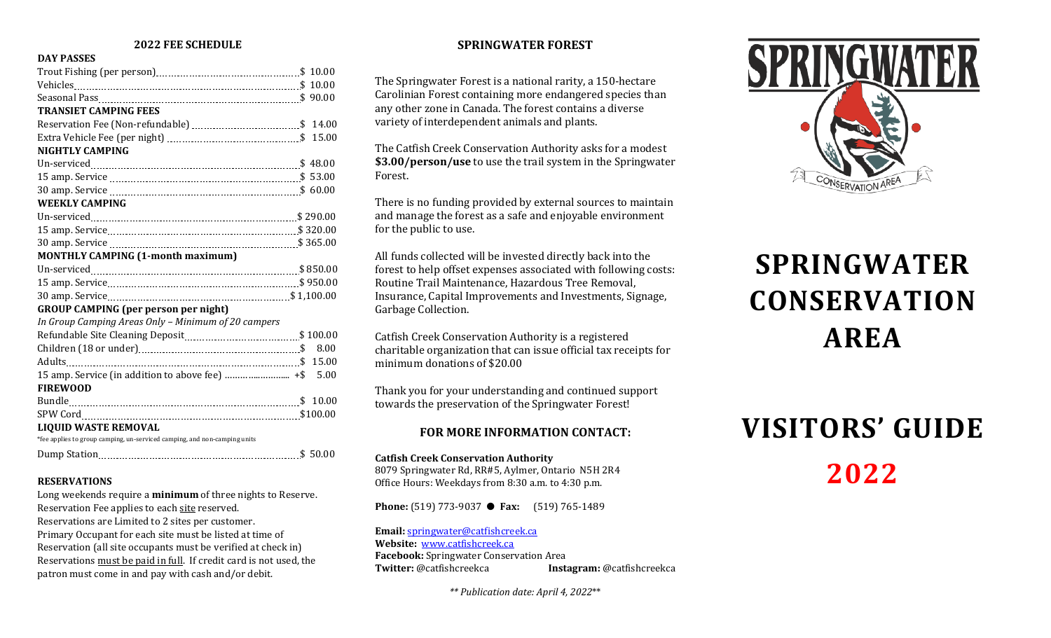## 2022 FEE SCHEDULE

| Item | Fee |
|---|---|
| **DAY PASSES** | |
| Trout Fishing (per person) | $ 10.00 |
| Vehicles | $ 10.00 |
| Seasonal Pass | $ 90.00 |
| **TRANSIET CAMPING FEES** | |
| Reservation Fee (Non-refundable) | $ 14.00 |
| Extra Vehicle Fee (per night) | $ 15.00 |
| **NIGHTLY CAMPING** | |
| Un-serviced | $ 48.00 |
| 15 amp. Service | $ 53.00 |
| 30 amp. Service | $ 60.00 |
| **WEEKLY CAMPING** | |
| Un-serviced | $ 290.00 |
| 15 amp. Service | $ 320.00 |
| 30 amp. Service | $ 365.00 |
| **MONTHLY CAMPING (1-month maximum)** | |
| Un-serviced | $ 850.00 |
| 15 amp. Service | $ 950.00 |
| 30 amp. Service | $ 1,100.00 |
| **GROUP CAMPING (per person per night)** | |
| *In Group Camping Areas Only – Minimum of 20 campers* | |
| Refundable Site Cleaning Deposit | $ 100.00 |
| Children (18 or under) | $ 8.00 |
| Adults | $ 15.00 |
| 15 amp. Service (in addition to above fee) | +$ 5.00 |
| **FIREWOOD** | |
| Bundle | $ 10.00 |
| SPW Cord | $100.00 |
| **LIQUID WASTE REMOVAL** | |
| *fee applies to group camping, un-serviced camping, and non-camping units | |
| Dump Station | $ 50.00 |

### RESERVATIONS

Long weekends require a **minimum** of three nights to Reserve.
Reservation Fee applies to each site reserved.
Reservations are Limited to 2 sites per customer.
Primary Occupant for each site must be listed at time of Reservation (all site occupants must be verified at check in)
Reservations must be paid in full. If credit card is not used, the patron must come in and pay with cash and/or debit.

## SPRINGWATER FOREST

The Springwater Forest is a national rarity, a 150-hectare Carolinian Forest containing more endangered species than any other zone in Canada. The forest contains a diverse variety of interdependent animals and plants.

The Catfish Creek Conservation Authority asks for a modest **$3.00/person/use** to use the trail system in the Springwater Forest.

There is no funding provided by external sources to maintain and manage the forest as a safe and enjoyable environment for the public to use.

All funds collected will be invested directly back into the forest to help offset expenses associated with following costs: Routine Trail Maintenance, Hazardous Tree Removal, Insurance, Capital Improvements and Investments, Signage, Garbage Collection.

Catfish Creek Conservation Authority is a registered charitable organization that can issue official tax receipts for minimum donations of $20.00

Thank you for your understanding and continued support towards the preservation of the Springwater Forest!

### FOR MORE INFORMATION CONTACT:

**Catfish Creek Conservation Authority**
8079 Springwater Rd, RR#5, Aylmer, Ontario N5H 2R4
Office Hours: Weekdays from 8:30 a.m. to 4:30 p.m.

**Phone:** (519) 773-9037 ● **Fax:** (519) 765-1489

**Email:** springwater@catfishcreek.ca
**Website:** www.catfishcreek.ca
**Facebook:** Springwater Conservation Area
**Twitter:** @catfishcreekca **Instagram:** @catfishcreekca

*\*\* Publication date: April 4, 2022\*\**

SPRINGWATER CONSERVATION AREA

# SPRINGWATER CONSERVATION AREA

# VISITORS' GUIDE

# 2022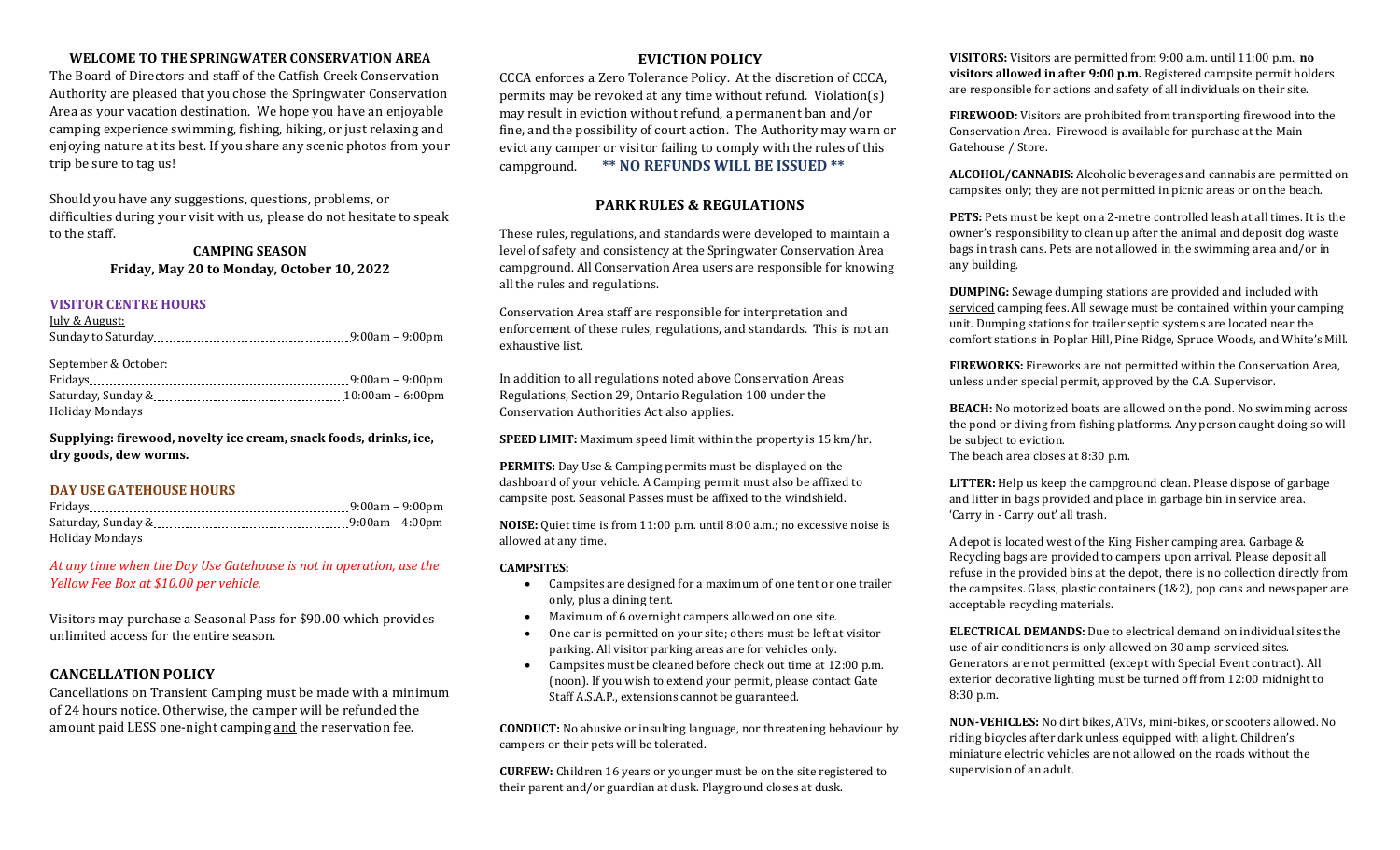### WELCOME TO THE SPRINGWATER CONSERVATION AREA

The Board of Directors and staff of the Catfish Creek Conservation Authority are pleased that you chose the Springwater Conservation Area as your vacation destination. We hope you have an enjoyable camping experience swimming, fishing, hiking, or just relaxing and enjoying nature at its best. If you share any scenic photos from your trip be sure to tag us!

Should you have any suggestions, questions, problems, or difficulties during your visit with us, please do not hesitate to speak to the staff.

**CAMPING SEASON**
**Friday, May 20 to Monday, October 10, 2022**

### VISITOR CENTRE HOURS

July & August:
Sunday to Saturday .......... 9:00am – 9:00pm

September & October:
Fridays .......... 9:00am – 9:00pm
Saturday, Sunday & .......... 10:00am – 6:00pm
Holiday Mondays

**Supplying: firewood, novelty ice cream, snack foods, drinks, ice, dry goods, dew worms.**

### DAY USE GATEHOUSE HOURS

Fridays .......... 9:00am – 9:00pm
Saturday, Sunday & .......... 9:00am – 4:00pm
Holiday Mondays

*At any time when the Day Use Gatehouse is not in operation, use the Yellow Fee Box at $10.00 per vehicle.*

Visitors may purchase a Seasonal Pass for $90.00 which provides unlimited access for the entire season.

## CANCELLATION POLICY

Cancellations on Transient Camping must be made with a minimum of 24 hours notice. Otherwise, the camper will be refunded the amount paid LESS one-night camping and the reservation fee.

## EVICTION POLICY

CCCA enforces a Zero Tolerance Policy. At the discretion of CCCA, permits may be revoked at any time without refund. Violation(s) may result in eviction without refund, a permanent ban and/or fine, and the possibility of court action. The Authority may warn or evict any camper or visitor failing to comply with the rules of this campground. **\*\* NO REFUNDS WILL BE ISSUED \*\***

## PARK RULES & REGULATIONS

These rules, regulations, and standards were developed to maintain a level of safety and consistency at the Springwater Conservation Area campground. All Conservation Area users are responsible for knowing all the rules and regulations.

Conservation Area staff are responsible for interpretation and enforcement of these rules, regulations, and standards. This is not an exhaustive list.

In addition to all regulations noted above Conservation Areas Regulations, Section 29, Ontario Regulation 100 under the Conservation Authorities Act also applies.

**SPEED LIMIT:** Maximum speed limit within the property is 15 km/hr.

**PERMITS:** Day Use & Camping permits must be displayed on the dashboard of your vehicle. A Camping permit must also be affixed to campsite post. Seasonal Passes must be affixed to the windshield.

**NOISE:** Quiet time is from 11:00 p.m. until 8:00 a.m.; no excessive noise is allowed at any time.

**CAMPSITES:**

- Campsites are designed for a maximum of one tent or one trailer only, plus a dining tent.
- Maximum of 6 overnight campers allowed on one site.
- One car is permitted on your site; others must be left at visitor parking. All visitor parking areas are for vehicles only.
- Campsites must be cleaned before check out time at 12:00 p.m. (noon). If you wish to extend your permit, please contact Gate Staff A.S.A.P., extensions cannot be guaranteed.

**CONDUCT:** No abusive or insulting language, nor threatening behaviour by campers or their pets will be tolerated.

**CURFEW:** Children 16 years or younger must be on the site registered to their parent and/or guardian at dusk. Playground closes at dusk.

**VISITORS:** Visitors are permitted from 9:00 a.m. until 11:00 p.m., **no visitors allowed in after 9:00 p.m.** Registered campsite permit holders are responsible for actions and safety of all individuals on their site.

**FIREWOOD:** Visitors are prohibited from transporting firewood into the Conservation Area. Firewood is available for purchase at the Main Gatehouse / Store.

**ALCOHOL/CANNABIS:** Alcoholic beverages and cannabis are permitted on campsites only; they are not permitted in picnic areas or on the beach.

**PETS:** Pets must be kept on a 2-metre controlled leash at all times. It is the owner's responsibility to clean up after the animal and deposit dog waste bags in trash cans. Pets are not allowed in the swimming area and/or in any building.

**DUMPING:** Sewage dumping stations are provided and included with serviced camping fees. All sewage must be contained within your camping unit. Dumping stations for trailer septic systems are located near the comfort stations in Poplar Hill, Pine Ridge, Spruce Woods, and White's Mill.

**FIREWORKS:** Fireworks are not permitted within the Conservation Area, unless under special permit, approved by the C.A. Supervisor.

**BEACH:** No motorized boats are allowed on the pond. No swimming across the pond or diving from fishing platforms. Any person caught doing so will be subject to eviction.
The beach area closes at 8:30 p.m.

**LITTER:** Help us keep the campground clean. Please dispose of garbage and litter in bags provided and place in garbage bin in service area. 'Carry in - Carry out' all trash.

A depot is located west of the King Fisher camping area. Garbage & Recycling bags are provided to campers upon arrival. Please deposit all refuse in the provided bins at the depot, there is no collection directly from the campsites. Glass, plastic containers (1&2), pop cans and newspaper are acceptable recycling materials.

**ELECTRICAL DEMANDS:** Due to electrical demand on individual sites the use of air conditioners is only allowed on 30 amp-serviced sites. Generators are not permitted (except with Special Event contract). All exterior decorative lighting must be turned off from 12:00 midnight to 8:30 p.m.

**NON-VEHICLES:** No dirt bikes, ATVs, mini-bikes, or scooters allowed. No riding bicycles after dark unless equipped with a light. Children's miniature electric vehicles are not allowed on the roads without the supervision of an adult.